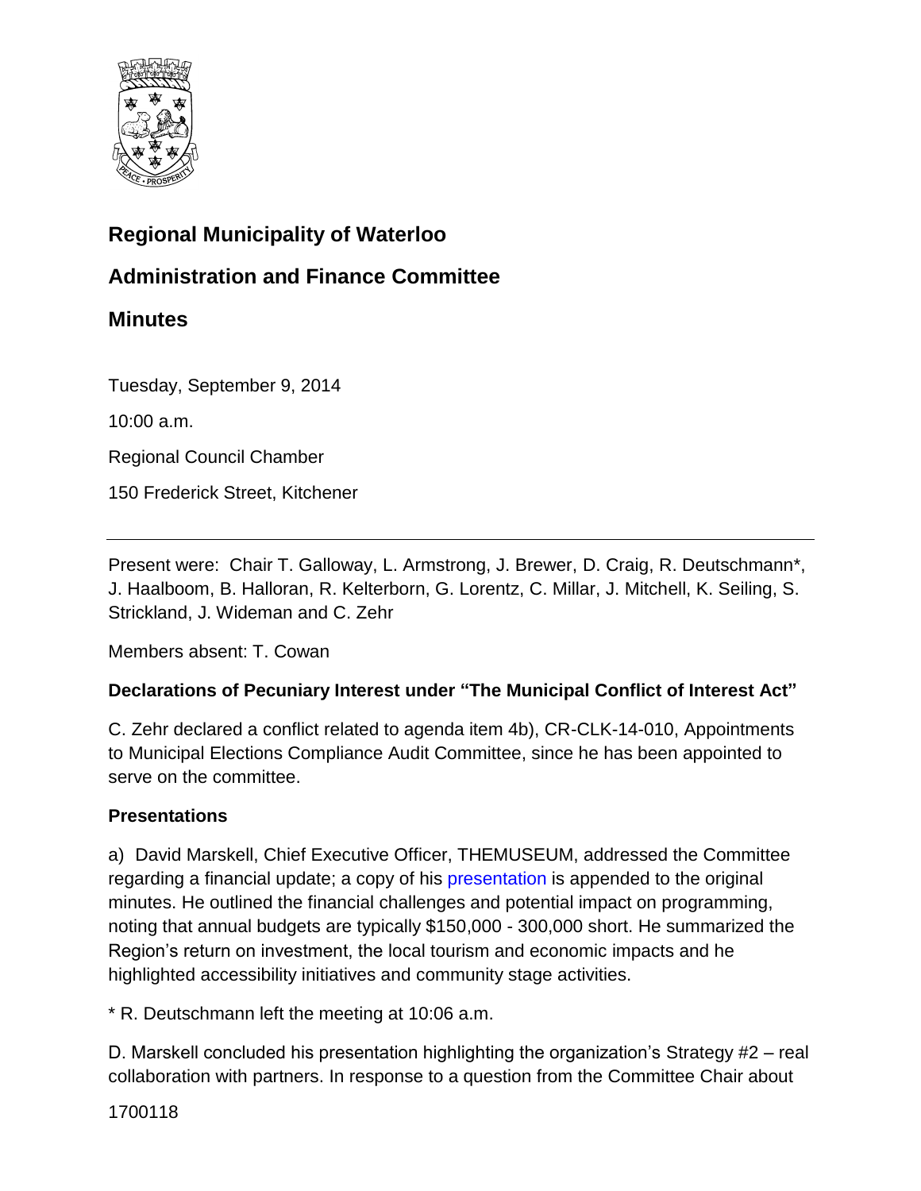# Regional Municipality of Waterloo

## Administration and Finance Committee

## Minutes

Tuesday, September 9, 2014

10:00 a.m.

Regional Council Chamber

150 Frederick Street, Kitchener

---

Present were: Chair T. Galloway, L. Armstrong, J. Brewer, D. Craig, R. Deutschmann*, J. Haalboom, B. Halloran, R. Kelterborn, G. Lorentz, C. Millar, J. Mitchell, K. Seiling, S. Strickland, J. Wideman and C. Zehr

Members absent: T. Cowan

### Declarations of Pecuniary Interest under "The Municipal Conflict of Interest Act"

C. Zehr declared a conflict related to agenda item 4b), CR-CLK-14-010, Appointments to Municipal Elections Compliance Audit Committee, since he has been appointed to serve on the committee.

### Presentations

a) David Marskell, Chief Executive Officer, THEMUSEUM, addressed the Committee regarding a financial update; a copy of his presentation is appended to the original minutes. He outlined the financial challenges and potential impact on programming, noting that annual budgets are typically $150,000 - 300,000 short. He summarized the Region's return on investment, the local tourism and economic impacts and he highlighted accessibility initiatives and community stage activities.

* R. Deutschmann left the meeting at 10:06 a.m.

D. Marskell concluded his presentation highlighting the organization's Strategy #2 – real collaboration with partners. In response to a question from the Committee Chair about

1700118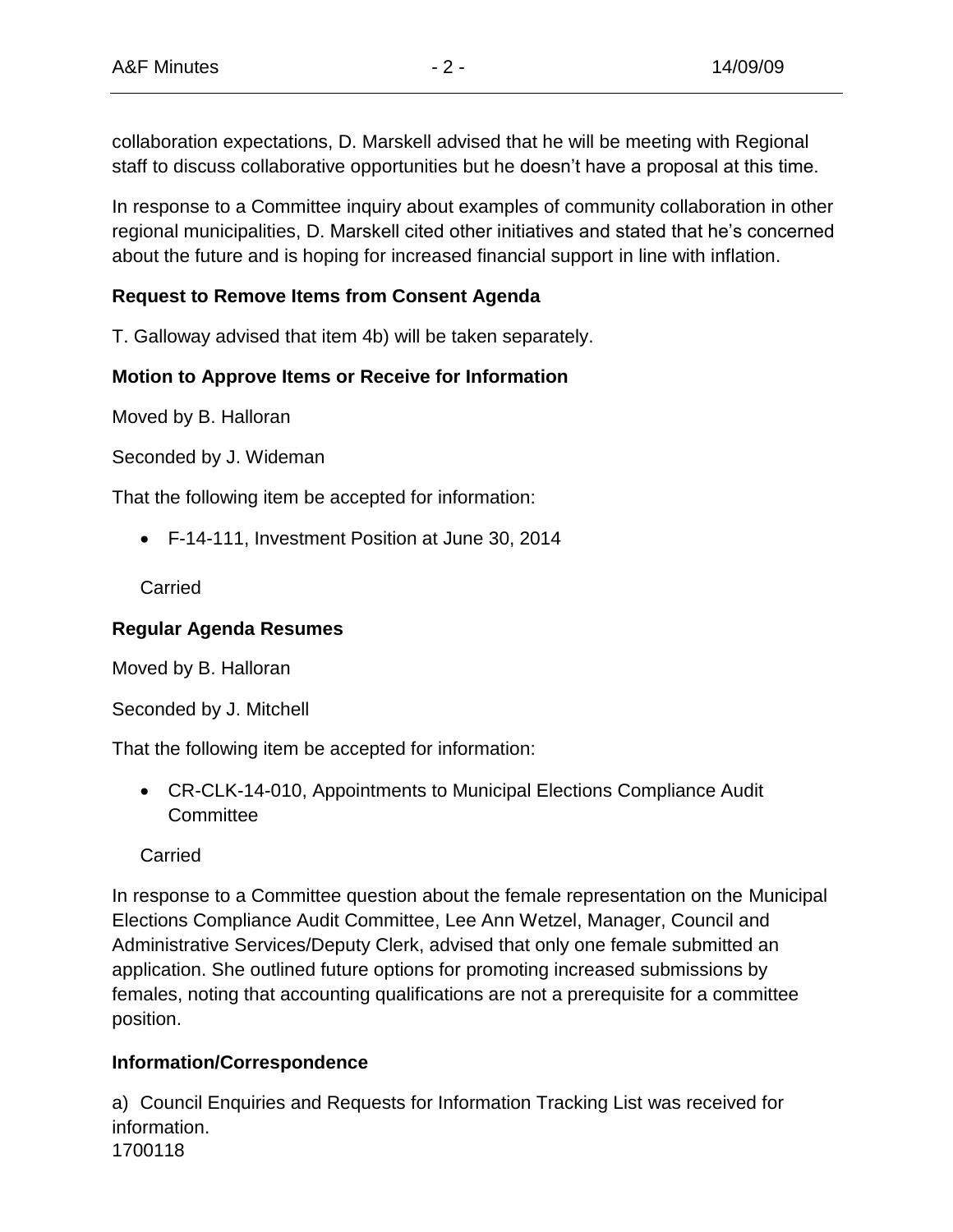collaboration expectations, D. Marskell advised that he will be meeting with Regional staff to discuss collaborative opportunities but he doesn't have a proposal at this time.

In response to a Committee inquiry about examples of community collaboration in other regional municipalities, D. Marskell cited other initiatives and stated that he's concerned about the future and is hoping for increased financial support in line with inflation.

**Request to Remove Items from Consent Agenda**

T. Galloway advised that item 4b) will be taken separately.

**Motion to Approve Items or Receive for Information**

Moved by B. Halloran

Seconded by J. Wideman

That the following item be accepted for information:

- F-14-111, Investment Position at June 30, 2014

Carried

**Regular Agenda Resumes**

Moved by B. Halloran

Seconded by J. Mitchell

That the following item be accepted for information:

- CR-CLK-14-010, Appointments to Municipal Elections Compliance Audit Committee

Carried

In response to a Committee question about the female representation on the Municipal Elections Compliance Audit Committee, Lee Ann Wetzel, Manager, Council and Administrative Services/Deputy Clerk, advised that only one female submitted an application. She outlined future options for promoting increased submissions by females, noting that accounting qualifications are not a prerequisite for a committee position.

**Information/Correspondence**

a) Council Enquiries and Requests for Information Tracking List was received for information.

1700118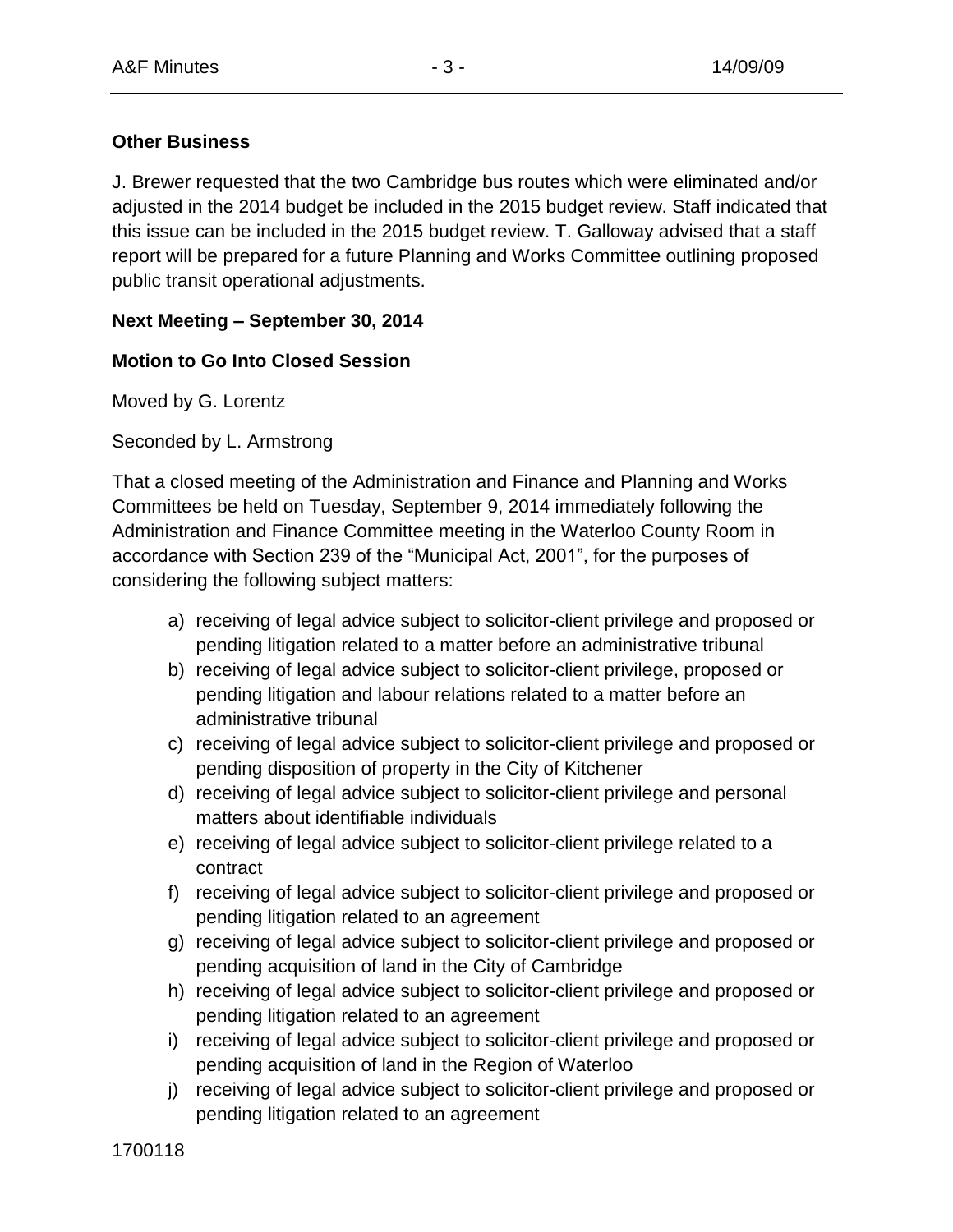**Other Business**

J. Brewer requested that the two Cambridge bus routes which were eliminated and/or adjusted in the 2014 budget be included in the 2015 budget review. Staff indicated that this issue can be included in the 2015 budget review. T. Galloway advised that a staff report will be prepared for a future Planning and Works Committee outlining proposed public transit operational adjustments.

**Next Meeting – September 30, 2014**

**Motion to Go Into Closed Session**

Moved by G. Lorentz

Seconded by L. Armstrong

That a closed meeting of the Administration and Finance and Planning and Works Committees be held on Tuesday, September 9, 2014 immediately following the Administration and Finance Committee meeting in the Waterloo County Room in accordance with Section 239 of the "Municipal Act, 2001", for the purposes of considering the following subject matters:

a) receiving of legal advice subject to solicitor-client privilege and proposed or pending litigation related to a matter before an administrative tribunal
b) receiving of legal advice subject to solicitor-client privilege, proposed or pending litigation and labour relations related to a matter before an administrative tribunal
c) receiving of legal advice subject to solicitor-client privilege and proposed or pending disposition of property in the City of Kitchener
d) receiving of legal advice subject to solicitor-client privilege and personal matters about identifiable individuals
e) receiving of legal advice subject to solicitor-client privilege related to a contract
f) receiving of legal advice subject to solicitor-client privilege and proposed or pending litigation related to an agreement
g) receiving of legal advice subject to solicitor-client privilege and proposed or pending acquisition of land in the City of Cambridge
h) receiving of legal advice subject to solicitor-client privilege and proposed or pending litigation related to an agreement
i) receiving of legal advice subject to solicitor-client privilege and proposed or pending acquisition of land in the Region of Waterloo
j) receiving of legal advice subject to solicitor-client privilege and proposed or pending litigation related to an agreement

1700118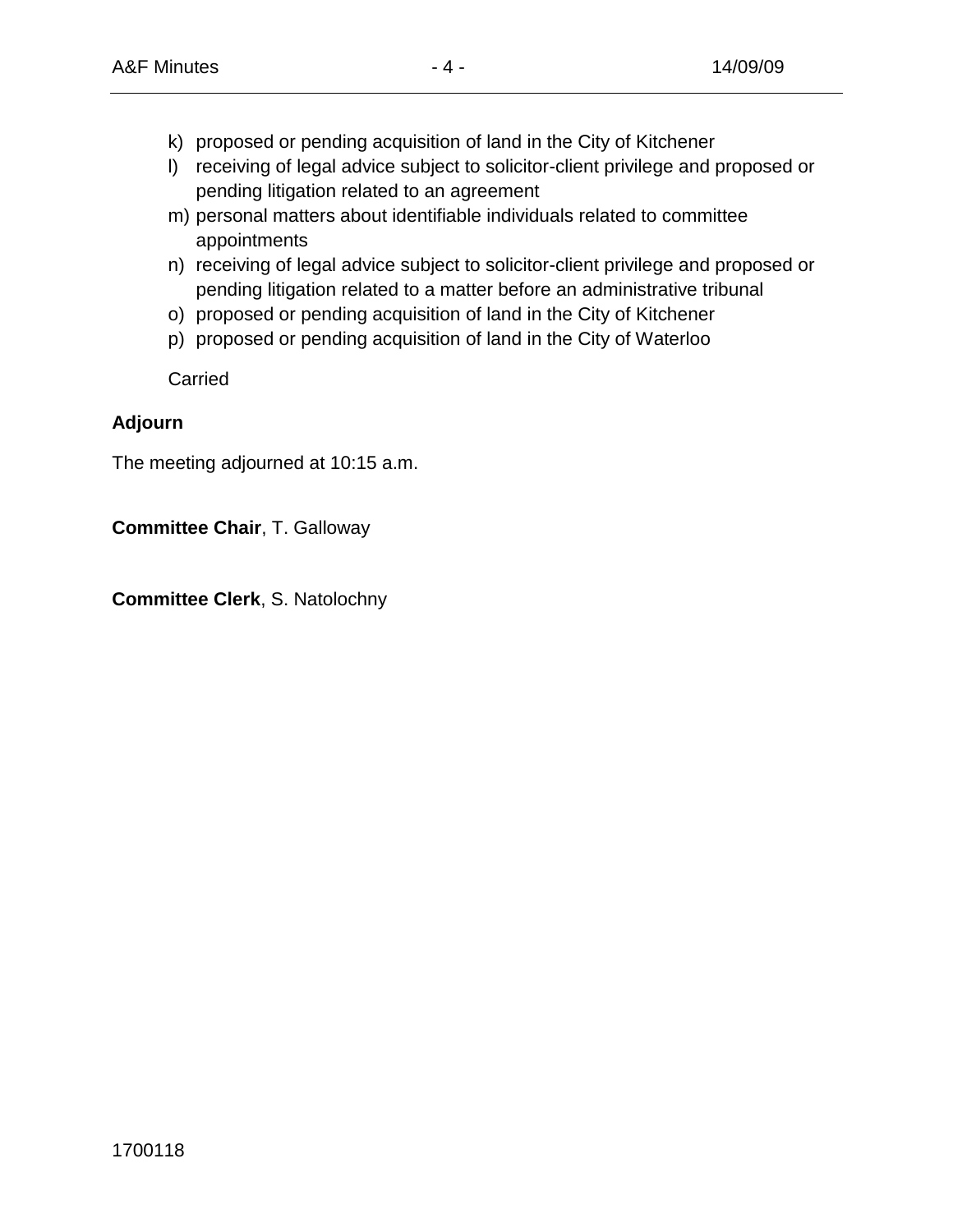k) proposed or pending acquisition of land in the City of Kitchener
l) receiving of legal advice subject to solicitor-client privilege and proposed or pending litigation related to an agreement
m) personal matters about identifiable individuals related to committee appointments
n) receiving of legal advice subject to solicitor-client privilege and proposed or pending litigation related to a matter before an administrative tribunal
o) proposed or pending acquisition of land in the City of Kitchener
p) proposed or pending acquisition of land in the City of Waterloo

Carried

**Adjourn**

The meeting adjourned at 10:15 a.m.

**Committee Chair**, T. Galloway

**Committee Clerk**, S. Natolochny

1700118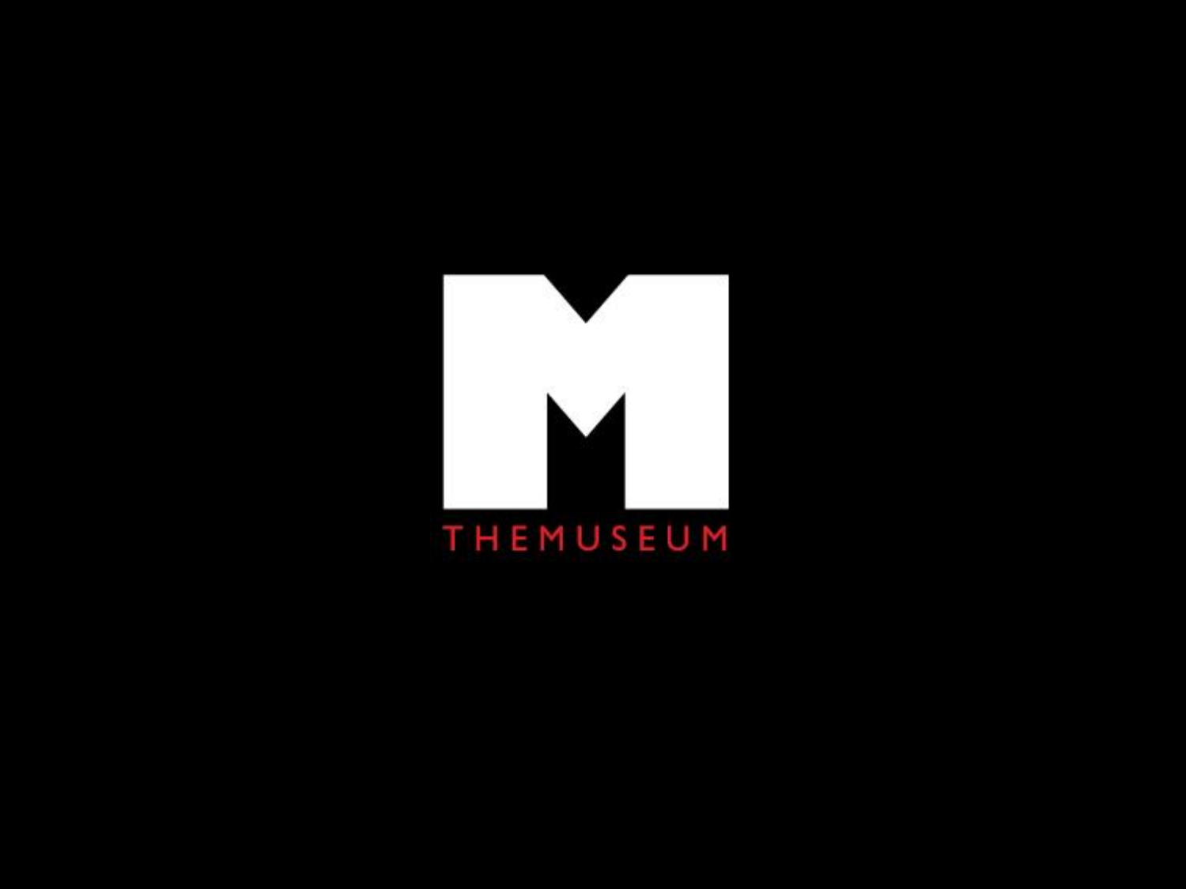THEMUSEUM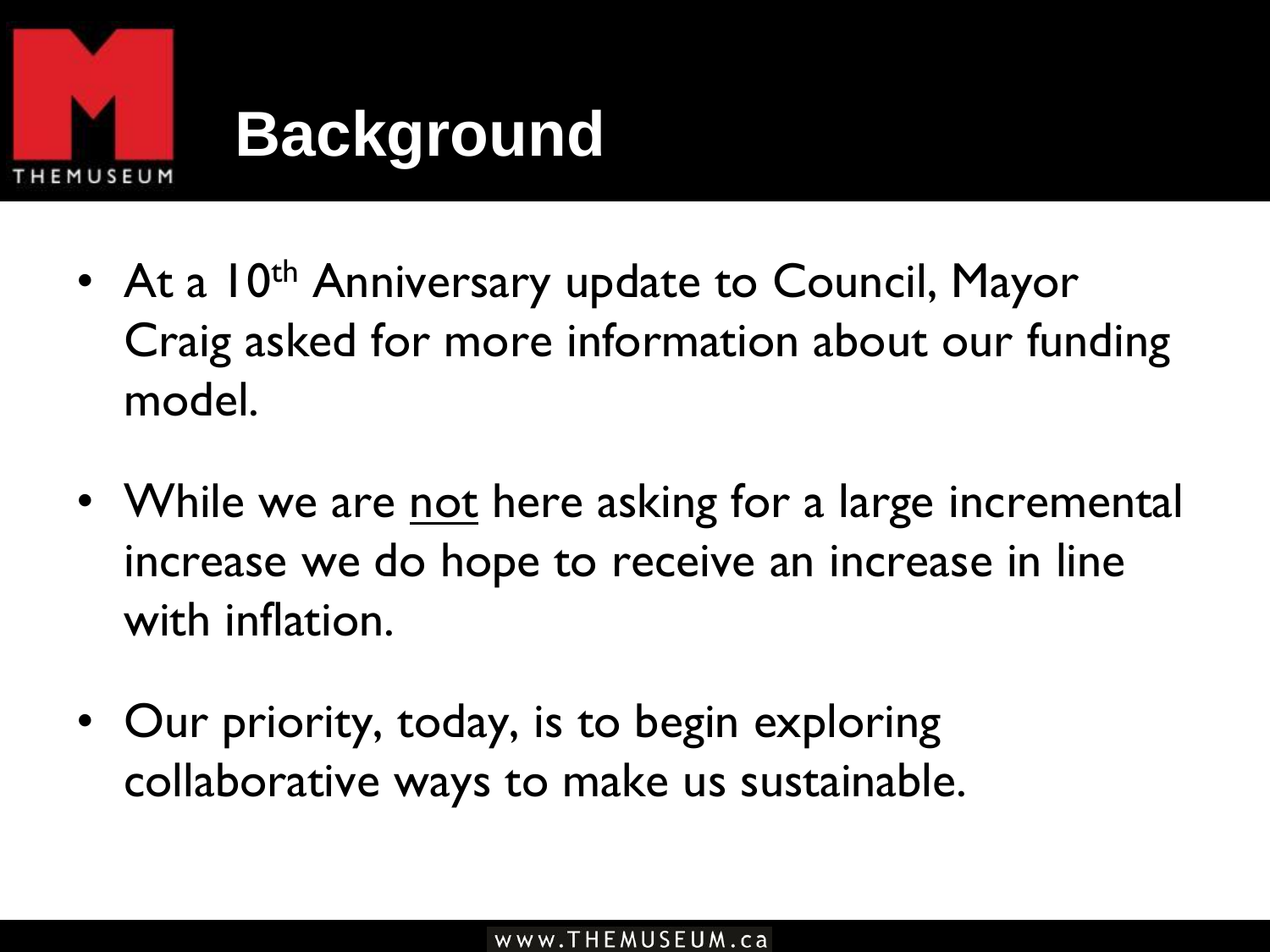# Background

- At a 10th Anniversary update to Council, Mayor Craig asked for more information about our funding model.

- While we are <u>not</u> here asking for a large incremental increase we do hope to receive an increase in line with inflation.

- Our priority, today, is to begin exploring collaborative ways to make us sustainable.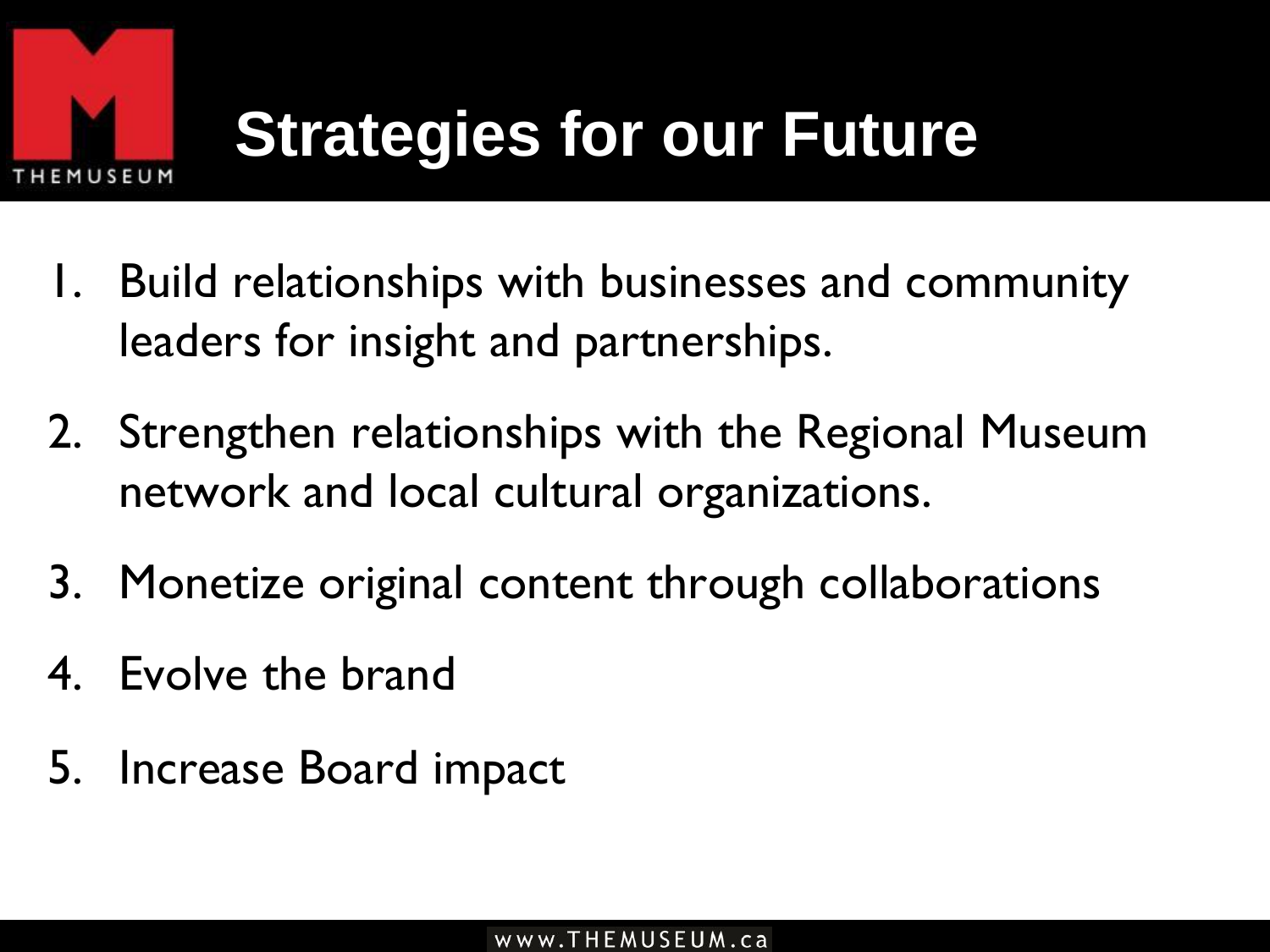# Strategies for our Future

1. Build relationships with businesses and community leaders for insight and partnerships.
2. Strengthen relationships with the Regional Museum network and local cultural organizations.
3. Monetize original content through collaborations
4. Evolve the brand
5. Increase Board impact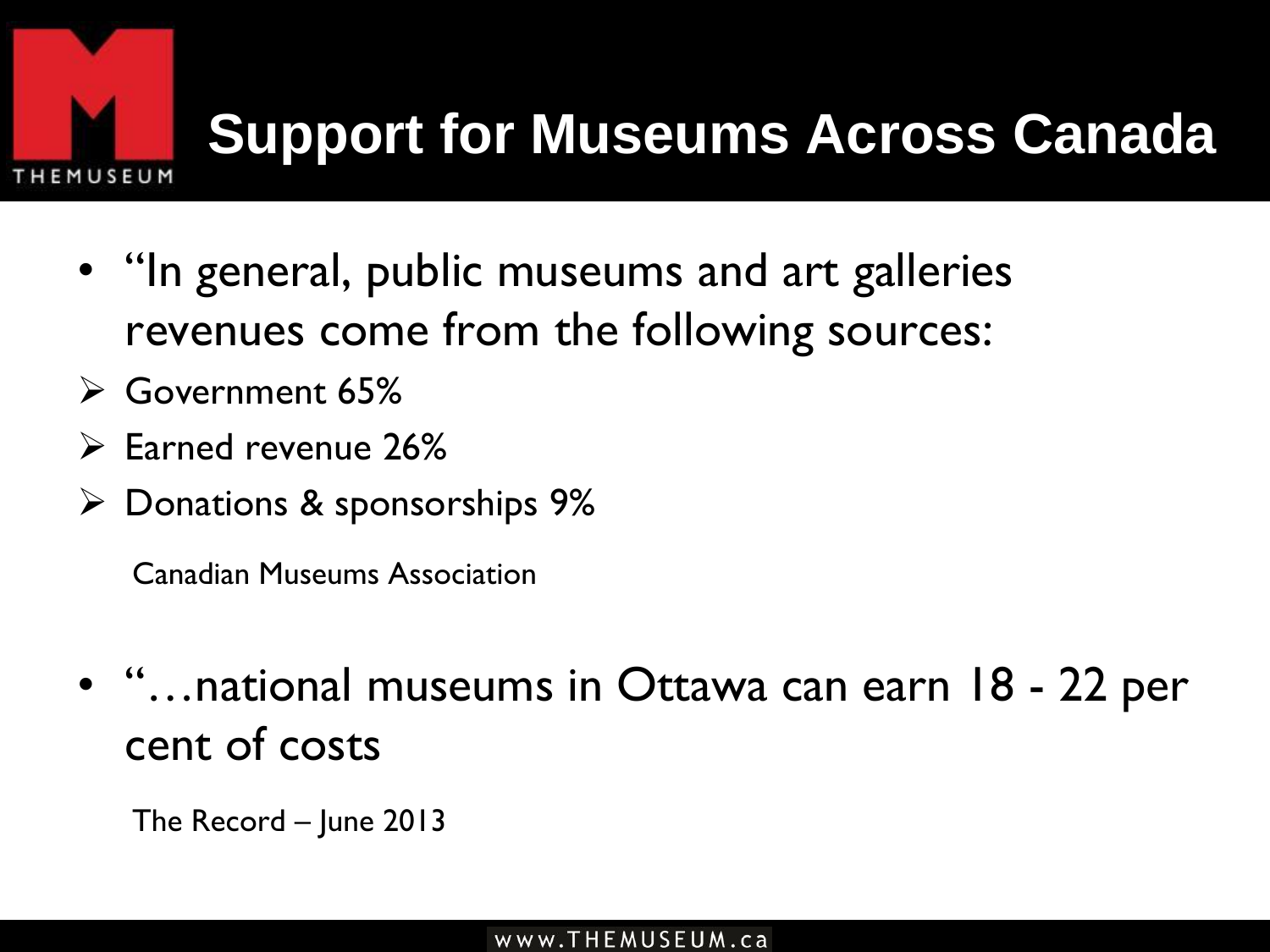# Support for Museums Across Canada

- "In general, public museums and art galleries revenues come from the following sources:
  - Government 65%
  - Earned revenue 26%
  - Donations & sponsorships 9%

  Canadian Museums Association

- "…national museums in Ottawa can earn 18 - 22 per cent of costs

  The Record – June 2013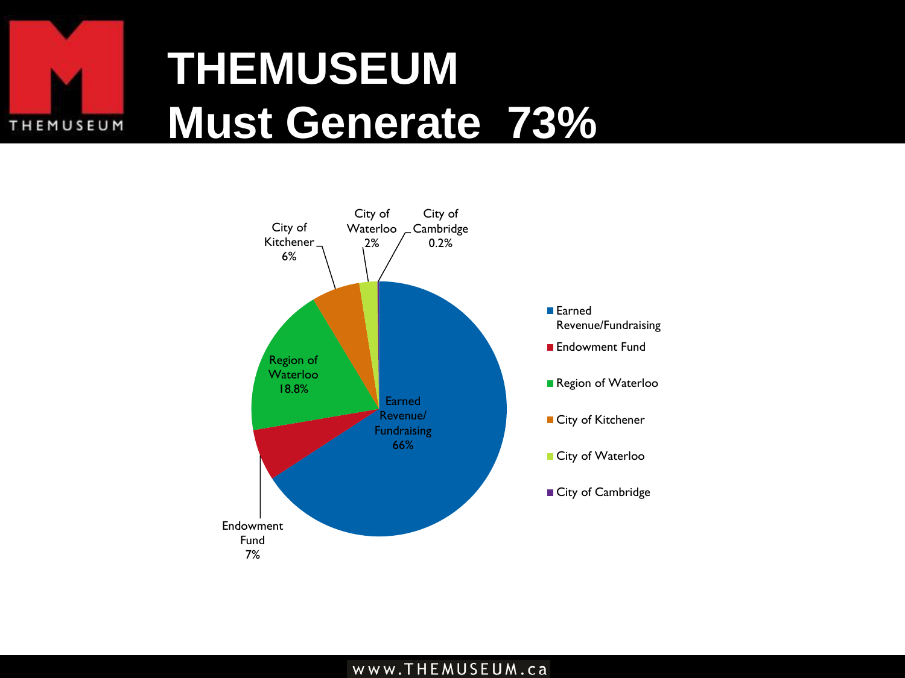# THEMUSEUM Must Generate 73%

| Source | Share |
| --- | --- |
| Earned Revenue/Fundraising | 66% |
| Endowment Fund | 7% |
| Region of Waterloo | 18.8% |
| City of Kitchener | 6% |
| City of Waterloo | 2% |
| City of Cambridge | 0.2% |

www.THEMUSEUM.ca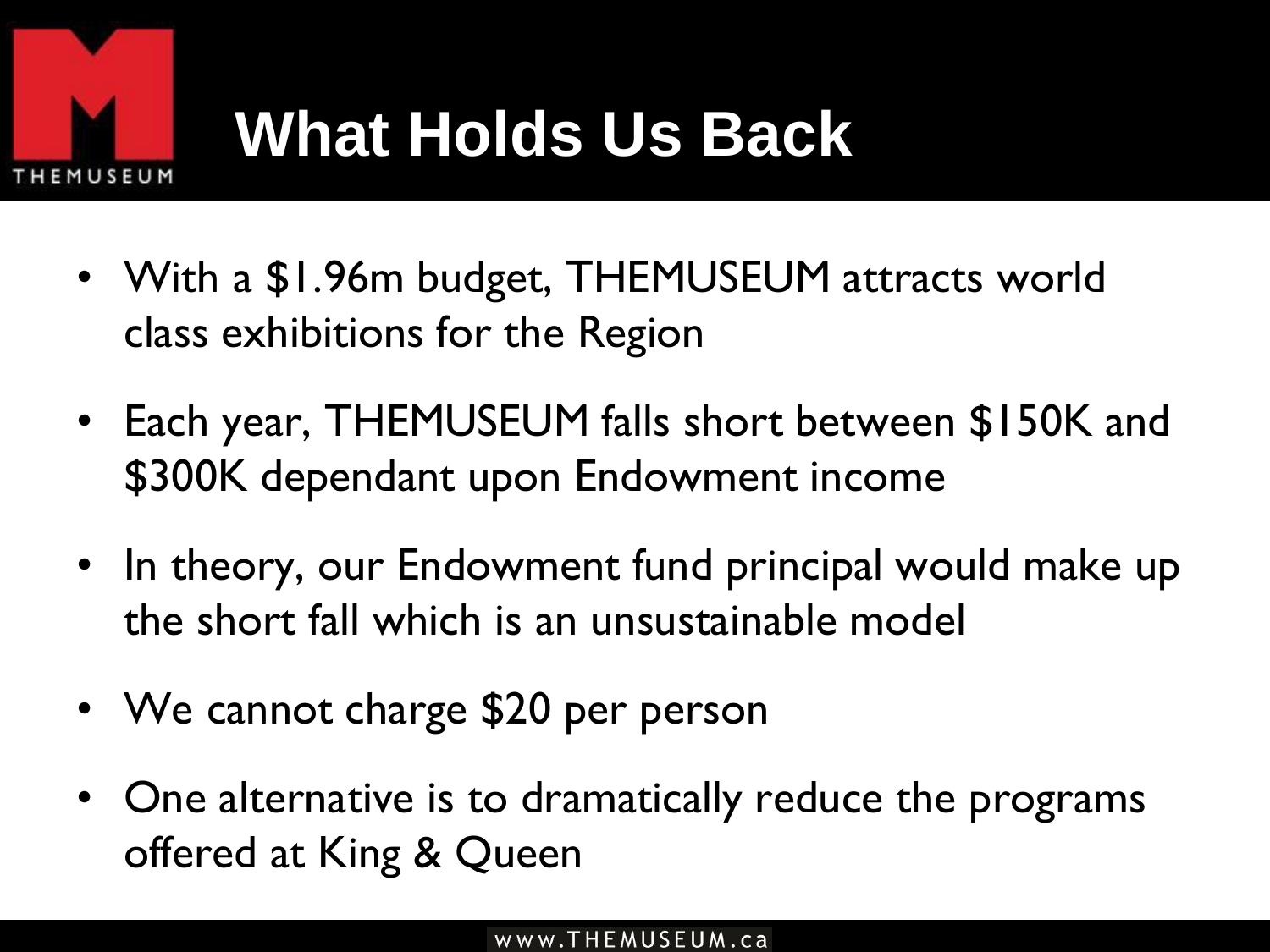# What Holds Us Back

- With a $1.96m budget, THEMUSEUM attracts world class exhibitions for the Region
- Each year, THEMUSEUM falls short between $150K and $300K dependant upon Endowment income
- In theory, our Endowment fund principal would make up the short fall which is an unsustainable model
- We cannot charge $20 per person
- One alternative is to dramatically reduce the programs offered at King & Queen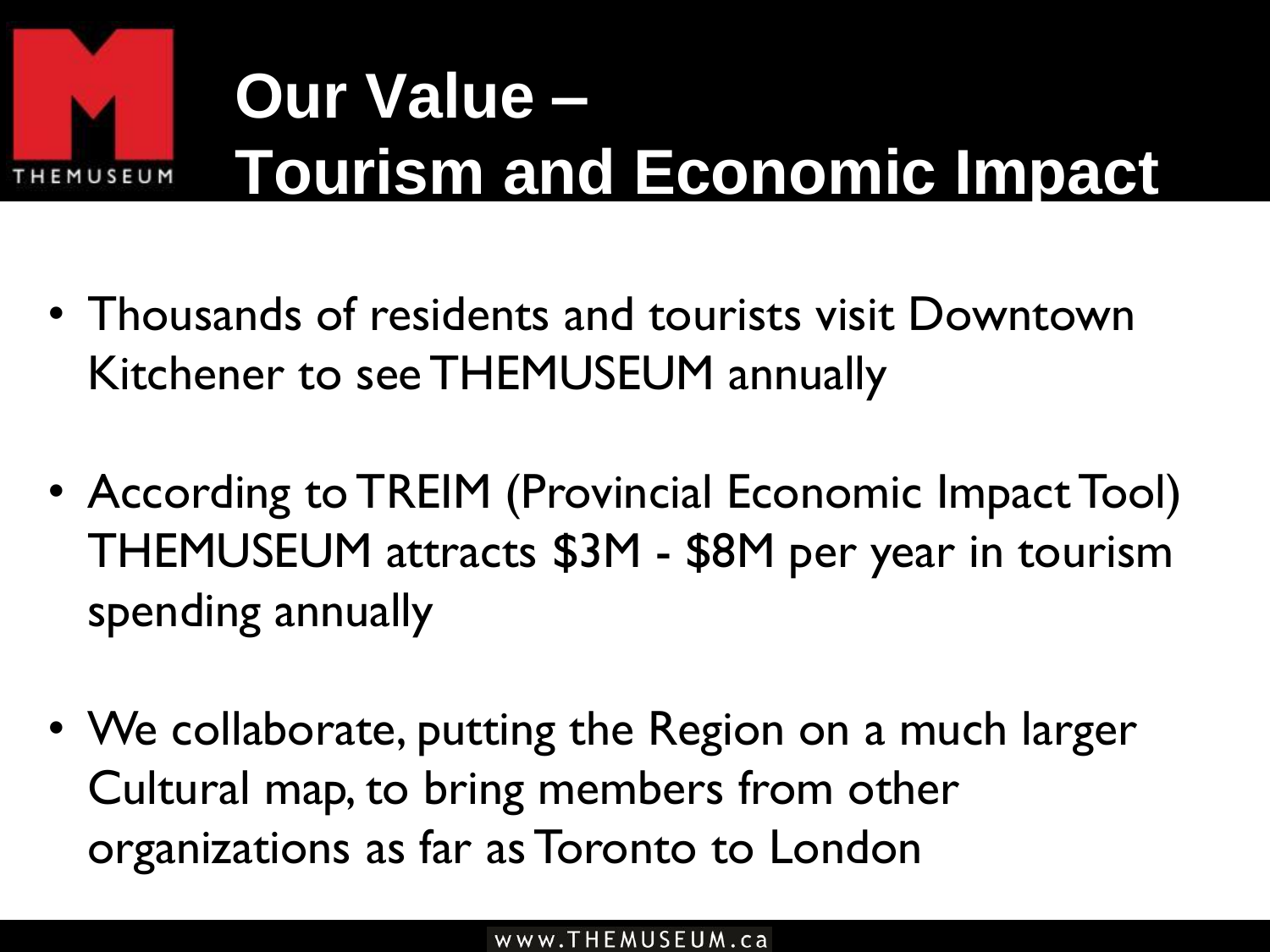# Our Value – Tourism and Economic Impact

- Thousands of residents and tourists visit Downtown Kitchener to see THEMUSEUM annually
- According to TREIM (Provincial Economic Impact Tool) THEMUSEUM attracts $3M - $8M per year in tourism spending annually
- We collaborate, putting the Region on a much larger Cultural map, to bring members from other organizations as far as Toronto to London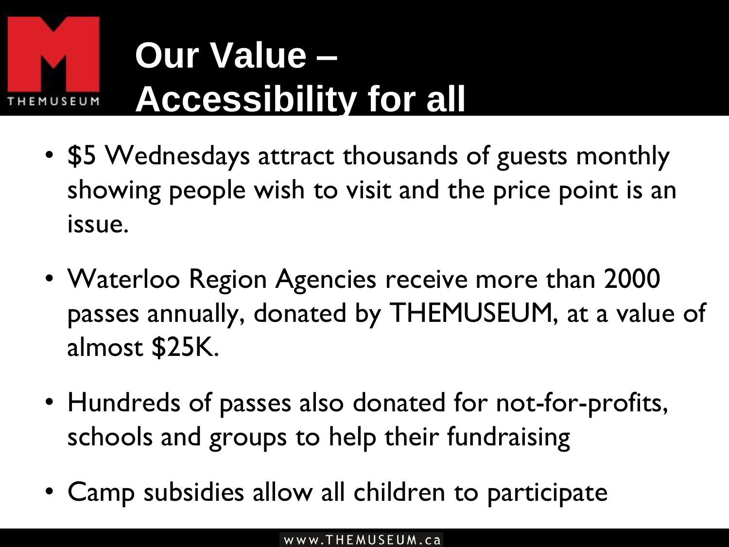# Our Value – Accessibility for all

- $5 Wednesdays attract thousands of guests monthly showing people wish to visit and the price point is an issue.
- Waterloo Region Agencies receive more than 2000 passes annually, donated by THEMUSEUM, at a value of almost $25K.
- Hundreds of passes also donated for not-for-profits, schools and groups to help their fundraising
- Camp subsidies allow all children to participate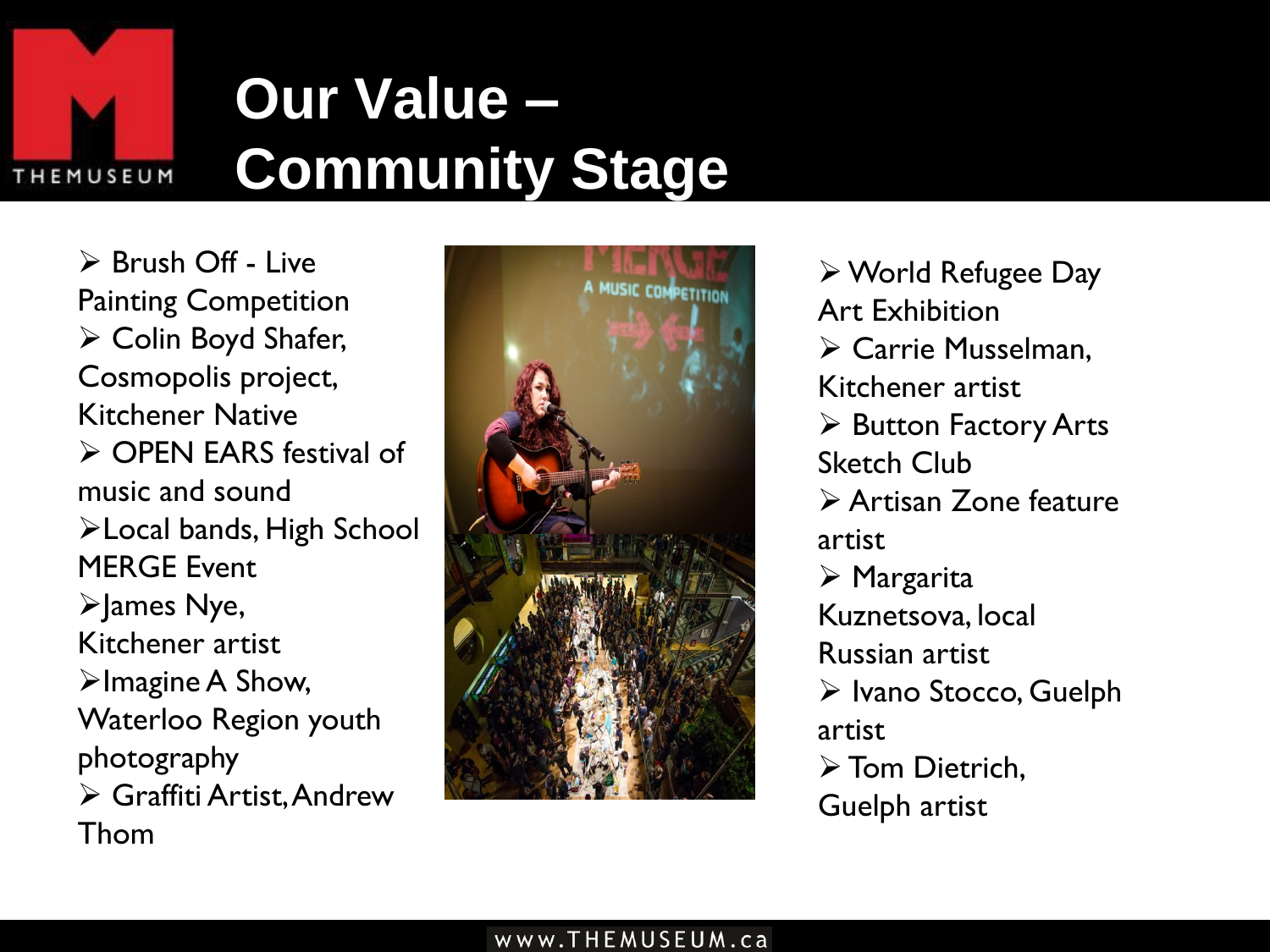# Our Value – Community Stage

- Brush Off - Live Painting Competition
- Colin Boyd Shafer, Cosmopolis project, Kitchener Native
- OPEN EARS festival of music and sound
- Local bands, High School MERGE Event
- James Nye, Kitchener artist
- Imagine A Show, Waterloo Region youth photography
- Graffiti Artist, Andrew Thom
- World Refugee Day Art Exhibition
- Carrie Musselman, Kitchener artist
- Button Factory Arts Sketch Club
- Artisan Zone feature artist
- Margarita Kuznetsova, local Russian artist
- Ivano Stocco, Guelph artist
- Tom Dietrich, Guelph artist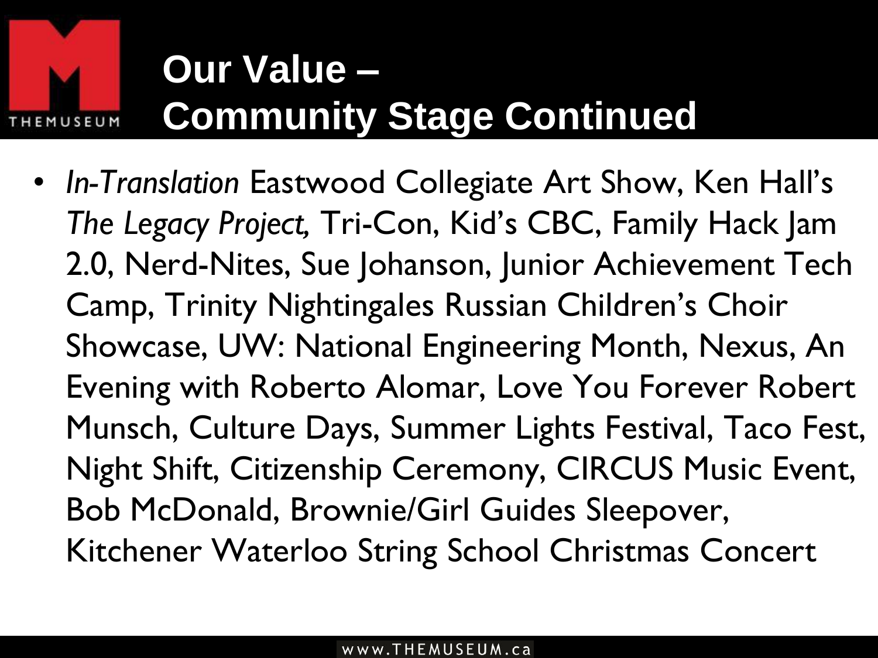# Our Value – Community Stage Continued

- *In-Translation* Eastwood Collegiate Art Show, Ken Hall's *The Legacy Project,* Tri-Con, Kid's CBC, Family Hack Jam 2.0, Nerd-Nites, Sue Johanson, Junior Achievement Tech Camp, Trinity Nightingales Russian Children's Choir Showcase, UW: National Engineering Month, Nexus, An Evening with Roberto Alomar, Love You Forever Robert Munsch, Culture Days, Summer Lights Festival, Taco Fest, Night Shift, Citizenship Ceremony, CIRCUS Music Event, Bob McDonald, Brownie/Girl Guides Sleepover, Kitchener Waterloo String School Christmas Concert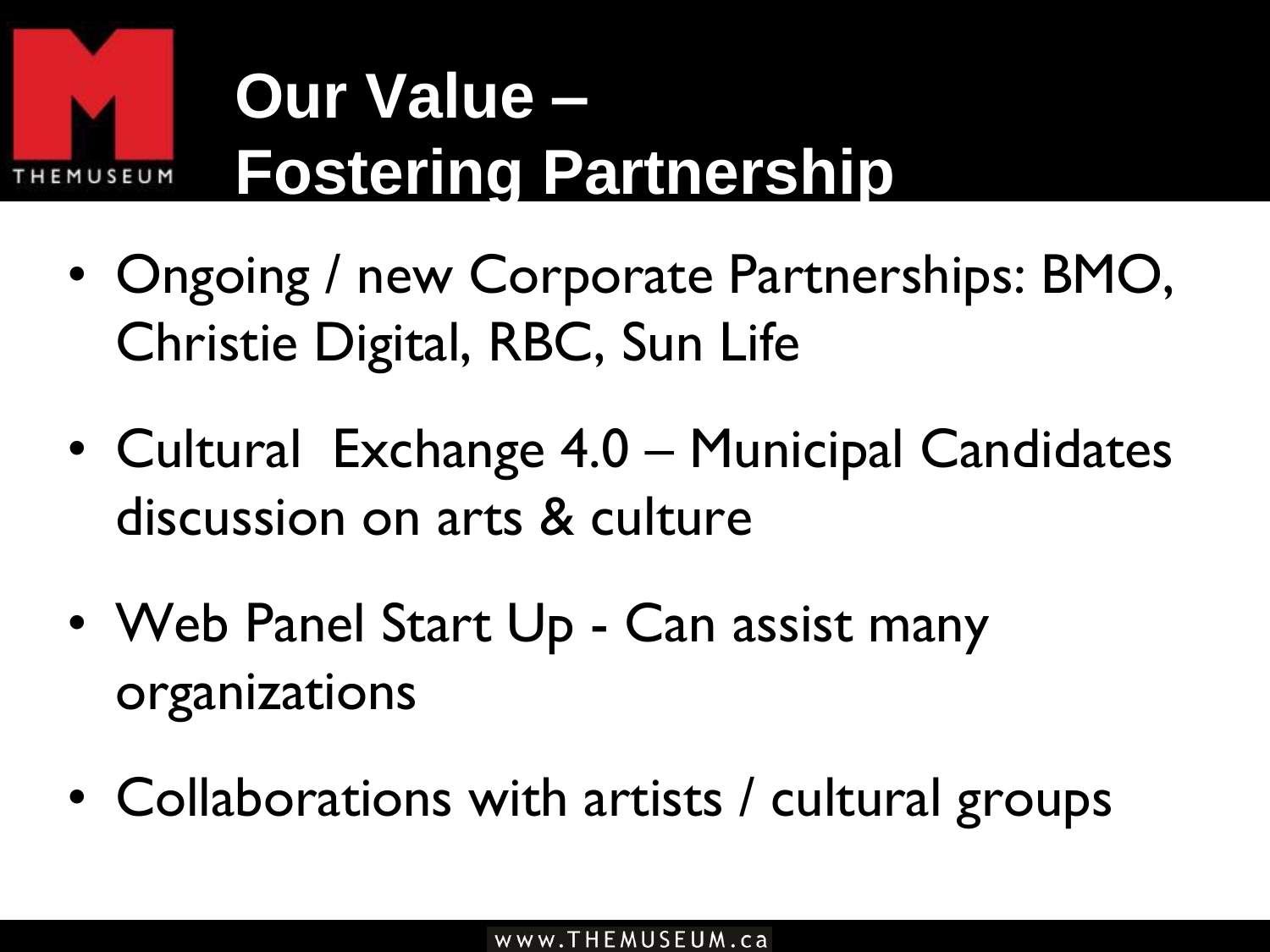# Our Value – Fostering Partnership

- Ongoing / new Corporate Partnerships: BMO, Christie Digital, RBC, Sun Life
- Cultural Exchange 4.0 – Municipal Candidates discussion on arts & culture
- Web Panel Start Up - Can assist many organizations
- Collaborations with artists / cultural groups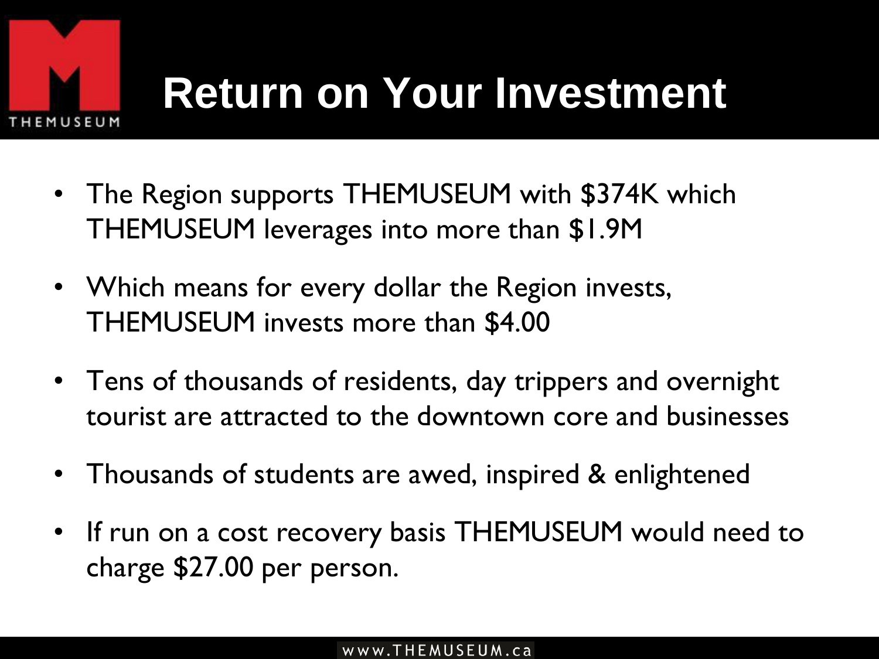# Return on Your Investment

- The Region supports THEMUSEUM with $374K which THEMUSEUM leverages into more than $1.9M
- Which means for every dollar the Region invests, THEMUSEUM invests more than $4.00
- Tens of thousands of residents, day trippers and overnight tourist are attracted to the downtown core and businesses
- Thousands of students are awed, inspired & enlightened
- If run on a cost recovery basis THEMUSEUM would need to charge $27.00 per person.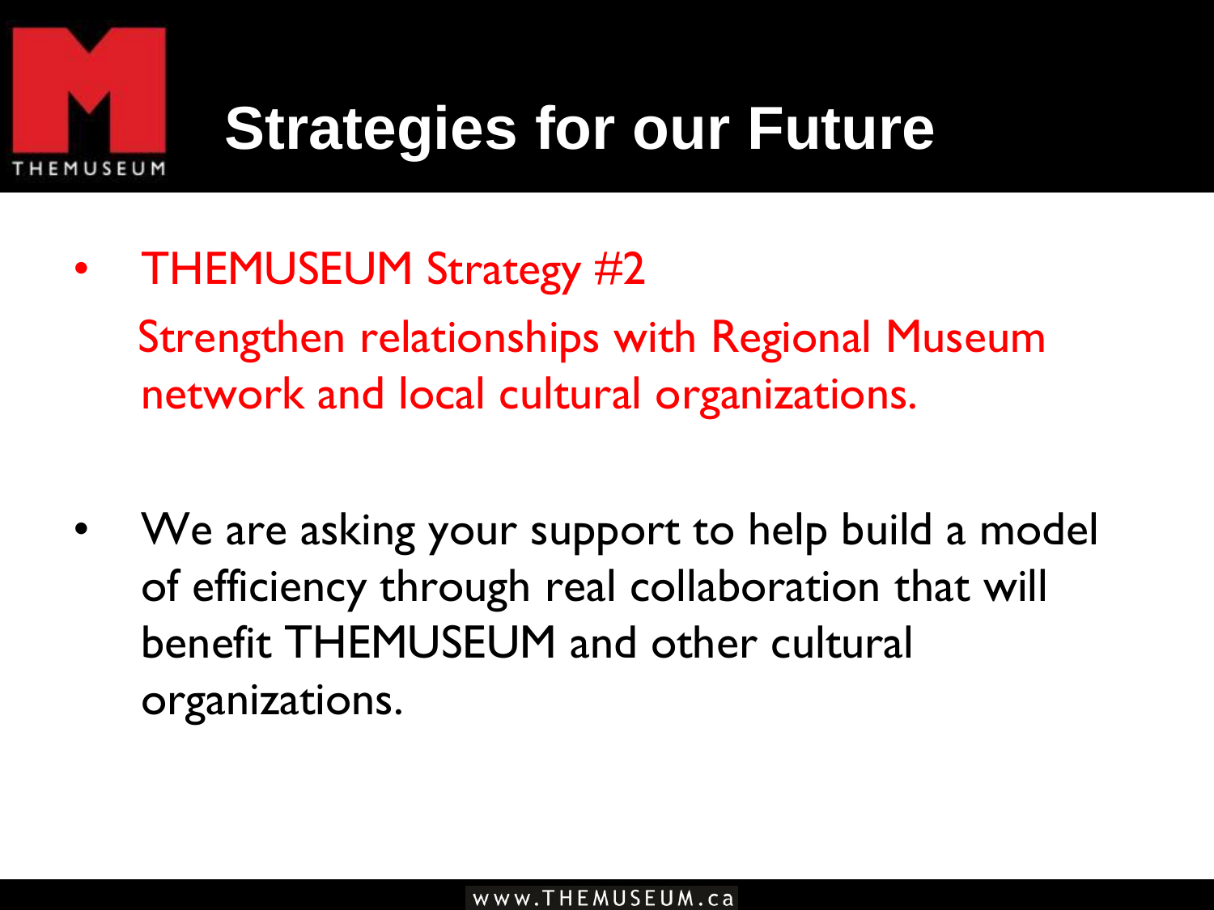THEMUSEUM

# Strategies for our Future

- THEMUSEUM Strategy #2

  Strengthen relationships with Regional Museum network and local cultural organizations.

- We are asking your support to help build a model of efficiency through real collaboration that will benefit THEMUSEUM and other cultural organizations.

www.THEMUSEUM.ca